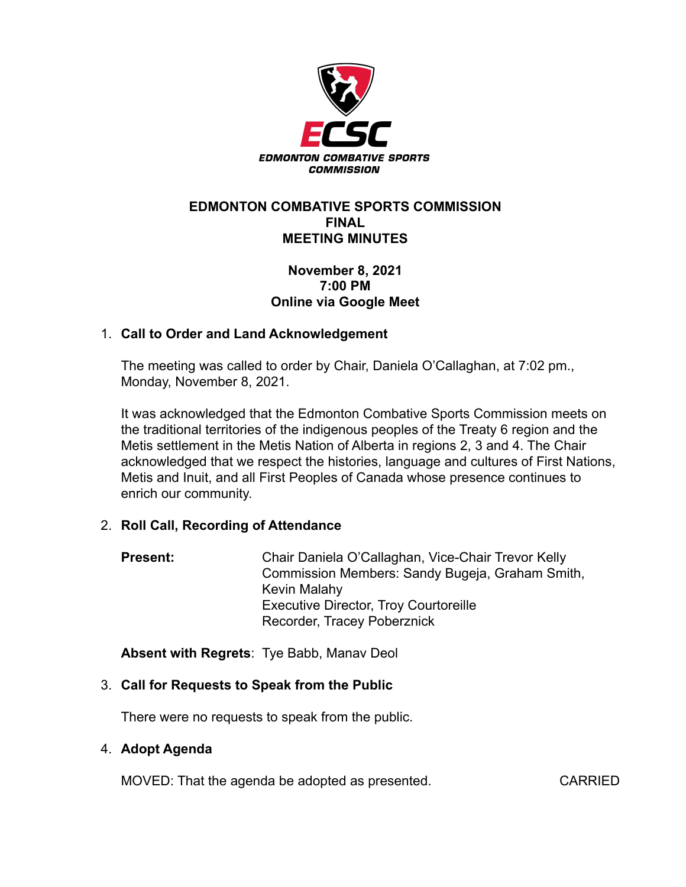ECSC
EDMONTON COMBATIVE SPORTS COMMISSION

# EDMONTON COMBATIVE SPORTS COMMISSION
# FINAL
# MEETING MINUTES

**November 8, 2021**
**7:00 PM**
**Online via Google Meet**

1. **Call to Order and Land Acknowledgement**

   The meeting was called to order by Chair, Daniela O'Callaghan, at 7:02 pm., Monday, November 8, 2021.

   It was acknowledged that the Edmonton Combative Sports Commission meets on the traditional territories of the indigenous peoples of the Treaty 6 region and the Metis settlement in the Metis Nation of Alberta in regions 2, 3 and 4. The Chair acknowledged that we respect the histories, language and cultures of First Nations, Metis and Inuit, and all First Peoples of Canada whose presence continues to enrich our community.

2. **Roll Call, Recording of Attendance**

   **Present:** Chair Daniela O'Callaghan, Vice-Chair Trevor Kelly
   Commission Members: Sandy Bugeja, Graham Smith, Kevin Malahy
   Executive Director, Troy Courtoreille
   Recorder, Tracey Poberznick

   **Absent with Regrets**: Tye Babb, Manav Deol

3. **Call for Requests to Speak from the Public**

   There were no requests to speak from the public.

4. **Adopt Agenda**

   MOVED: That the agenda be adopted as presented. CARRIED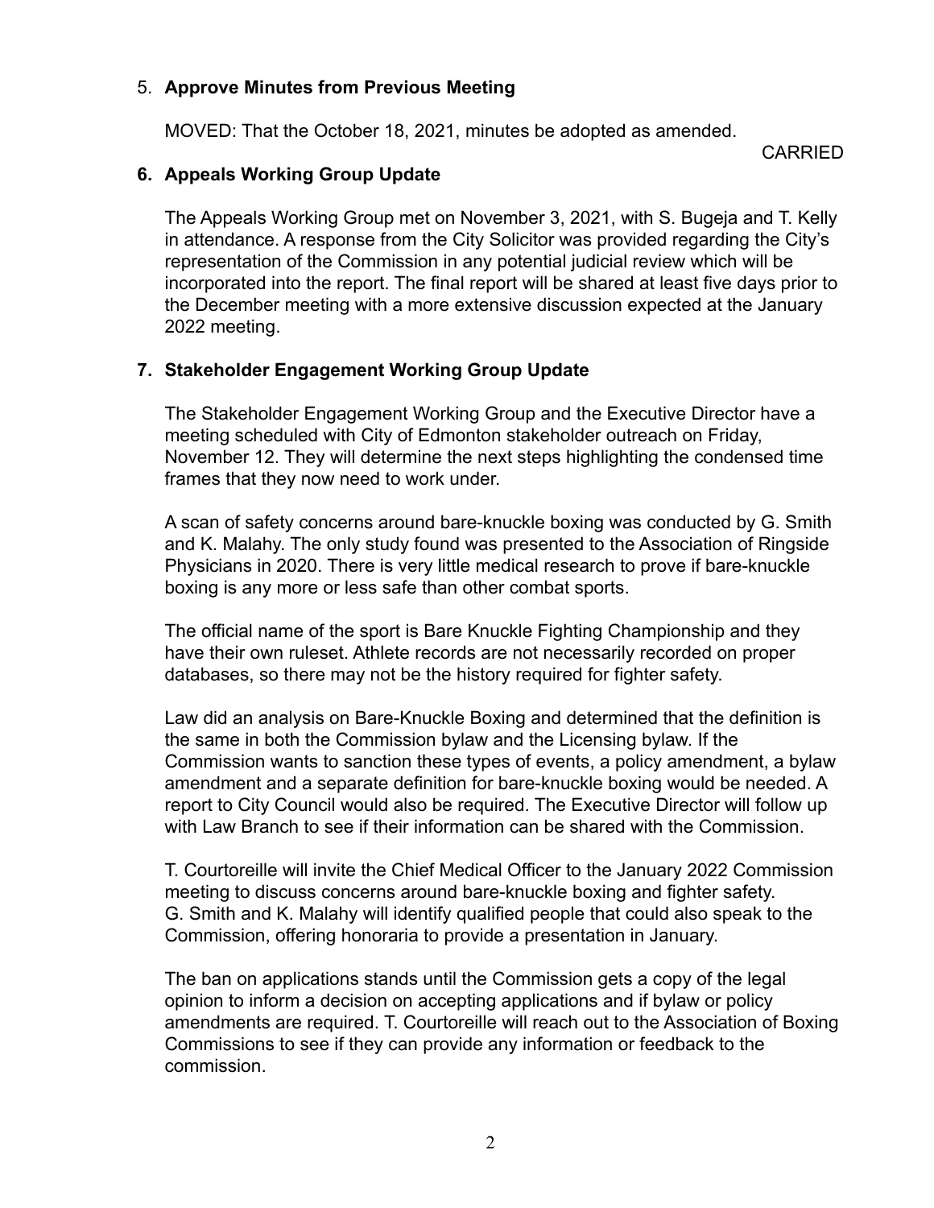5. **Approve Minutes from Previous Meeting**

   MOVED: That the October 18, 2021, minutes be adopted as amended.

   CARRIED

6. **Appeals Working Group Update**

   The Appeals Working Group met on November 3, 2021, with S. Bugeja and T. Kelly in attendance. A response from the City Solicitor was provided regarding the City's representation of the Commission in any potential judicial review which will be incorporated into the report. The final report will be shared at least five days prior to the December meeting with a more extensive discussion expected at the January 2022 meeting.

7. **Stakeholder Engagement Working Group Update**

   The Stakeholder Engagement Working Group and the Executive Director have a meeting scheduled with City of Edmonton stakeholder outreach on Friday, November 12. They will determine the next steps highlighting the condensed time frames that they now need to work under.

   A scan of safety concerns around bare-knuckle boxing was conducted by G. Smith and K. Malahy. The only study found was presented to the Association of Ringside Physicians in 2020. There is very little medical research to prove if bare-knuckle boxing is any more or less safe than other combat sports.

   The official name of the sport is Bare Knuckle Fighting Championship and they have their own ruleset. Athlete records are not necessarily recorded on proper databases, so there may not be the history required for fighter safety.

   Law did an analysis on Bare-Knuckle Boxing and determined that the definition is the same in both the Commission bylaw and the Licensing bylaw. If the Commission wants to sanction these types of events, a policy amendment, a bylaw amendment and a separate definition for bare-knuckle boxing would be needed. A report to City Council would also be required. The Executive Director will follow up with Law Branch to see if their information can be shared with the Commission.

   T. Courtoreille will invite the Chief Medical Officer to the January 2022 Commission meeting to discuss concerns around bare-knuckle boxing and fighter safety. G. Smith and K. Malahy will identify qualified people that could also speak to the Commission, offering honoraria to provide a presentation in January.

   The ban on applications stands until the Commission gets a copy of the legal opinion to inform a decision on accepting applications and if bylaw or policy amendments are required. T. Courtoreille will reach out to the Association of Boxing Commissions to see if they can provide any information or feedback to the commission.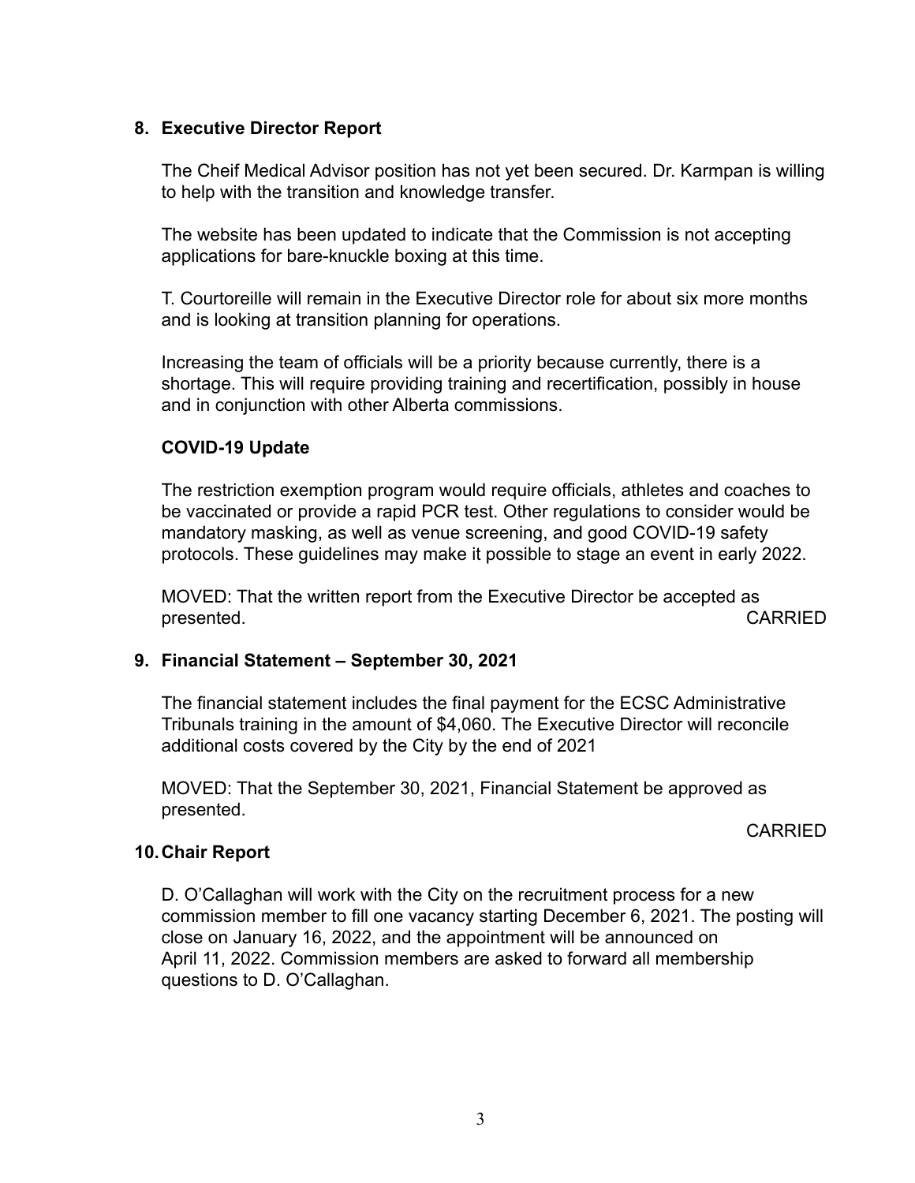## 8. Executive Director Report

The Cheif Medical Advisor position has not yet been secured. Dr. Karmpan is willing to help with the transition and knowledge transfer.

The website has been updated to indicate that the Commission is not accepting applications for bare-knuckle boxing at this time.

T. Courtoreille will remain in the Executive Director role for about six more months and is looking at transition planning for operations.

Increasing the team of officials will be a priority because currently, there is a shortage. This will require providing training and recertification, possibly in house and in conjunction with other Alberta commissions.

### COVID-19 Update

The restriction exemption program would require officials, athletes and coaches to be vaccinated or provide a rapid PCR test. Other regulations to consider would be mandatory masking, as well as venue screening, and good COVID-19 safety protocols. These guidelines may make it possible to stage an event in early 2022.

MOVED: That the written report from the Executive Director be accepted as presented. CARRIED

## 9. Financial Statement – September 30, 2021

The financial statement includes the final payment for the ECSC Administrative Tribunals training in the amount of $4,060. The Executive Director will reconcile additional costs covered by the City by the end of 2021

MOVED: That the September 30, 2021, Financial Statement be approved as presented.

CARRIED

## 10. Chair Report

D. O'Callaghan will work with the City on the recruitment process for a new commission member to fill one vacancy starting December 6, 2021. The posting will close on January 16, 2022, and the appointment will be announced on April 11, 2022. Commission members are asked to forward all membership questions to D. O'Callaghan.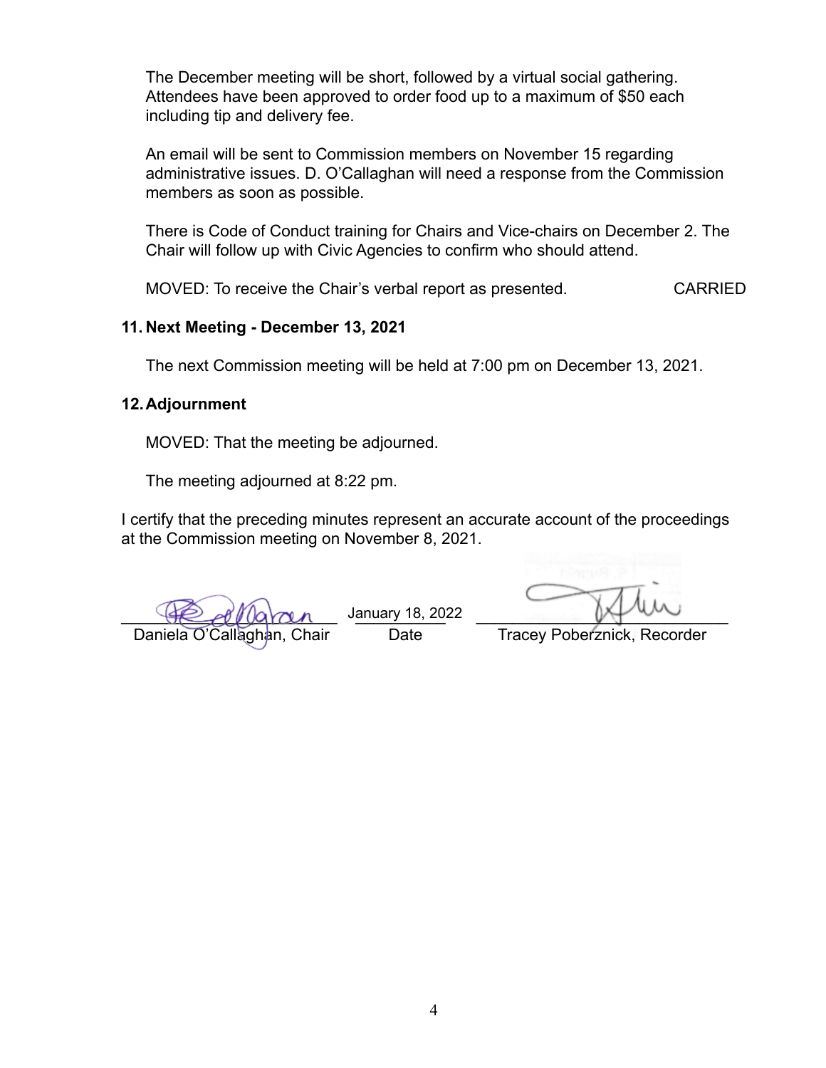The December meeting will be short, followed by a virtual social gathering. Attendees have been approved to order food up to a maximum of $50 each including tip and delivery fee.

An email will be sent to Commission members on November 15 regarding administrative issues. D. O'Callaghan will need a response from the Commission members as soon as possible.

There is Code of Conduct training for Chairs and Vice-chairs on December 2. The Chair will follow up with Civic Agencies to confirm who should attend.

MOVED: To receive the Chair's verbal report as presented. CARRIED

## 11. Next Meeting - December 13, 2021

The next Commission meeting will be held at 7:00 pm on December 13, 2021.

## 12. Adjournment

MOVED: That the meeting be adjourned.

The meeting adjourned at 8:22 pm.

I certify that the preceding minutes represent an accurate account of the proceedings at the Commission meeting on November 8, 2021.

| | | |
|---|---|---|
| ____________________ | January 18, 2022 | ____________________ |
| Daniela O'Callaghan, Chair | Date | Tracey Poberznick, Recorder |